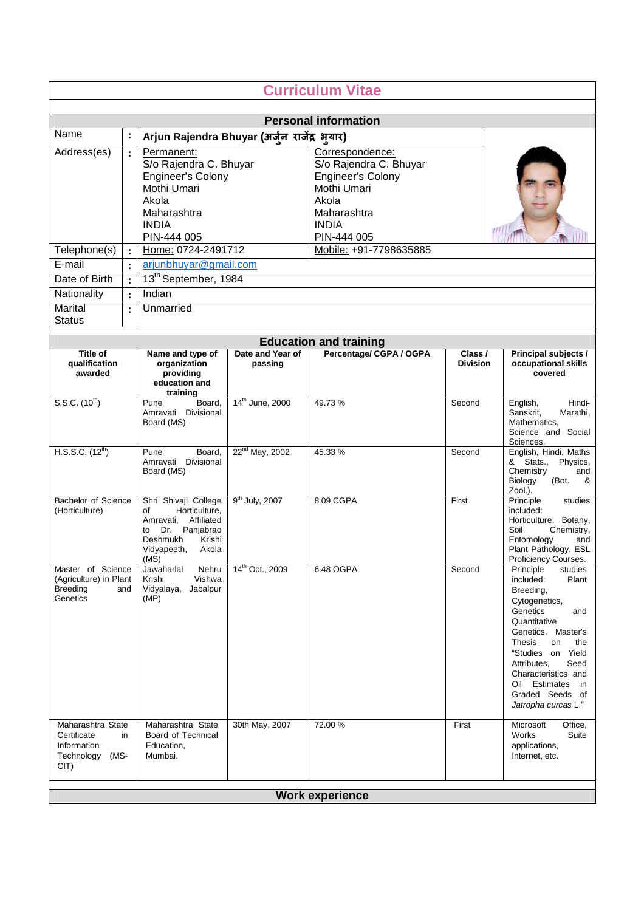# Curriculum Vitae

## Personal information

| | | | |
|---|---|---|---|
| Name | : | **Arjun Rajendra Bhuyar (अर्जुन राजेंद्र भुयार)** | |
| Address(es) | : | Permanent:<br>S/o Rajendra C. Bhuyar<br>Engineer's Colony<br>Mothi Umari<br>Akola<br>Maharashtra<br>INDIA<br>PIN-444 005 | Correspondence:<br>S/o Rajendra C. Bhuyar<br>Engineer's Colony<br>Mothi Umari<br>Akola<br>Maharashtra<br>INDIA<br>PIN-444 005 |
| Telephone(s) | : | Home: 0724-2491712 | Mobile: +91-7798635885 |
| E-mail | : | arjunbhuyar@gmail.com | |
| Date of Birth | : | 13th September, 1984 | |
| Nationality | : | Indian | |
| Marital Status | : | Unmarried | |

## Education and training

| Title of qualification awarded | Name and type of organization providing education and training | Date and Year of passing | Percentage/ CGPA / OGPA | Class / Division | Principal subjects / occupational skills covered |
|---|---|---|---|---|---|
| S.S.C. (10th) | Pune Board, Amravati Divisional Board (MS) | 14th June, 2000 | 49.73 % | Second | English, Hindi-Sanskrit, Marathi, Mathematics, Science and Social Sciences. |
| H.S.S.C. (12th) | Pune Board, Amravati Divisional Board (MS) | 22nd May, 2002 | 45.33 % | Second | English, Hindi, Maths & Stats., Physics, Chemistry and Biology (Bot. & Zool.). |
| Bachelor of Science (Horticulture) | Shri Shivaji College of Horticulture, Amravati, Affiliated to Dr. Panjabrao Deshmukh Krishi Vidyapeeth, Akola (MS) | 9th July, 2007 | 8.09 CGPA | First | Principle studies included: Horticulture, Botany, Soil Chemistry, Entomology and Plant Pathology. ESL Proficiency Courses. |
| Master of Science (Agriculture) in Plant Breeding and Genetics | Jawaharlal Nehru Krishi Vishwa Vidyalaya, Jabalpur (MP) | 14th Oct., 2009 | 6.48 OGPA | Second | Principle studies included: Plant Breeding, Cytogenetics, Genetics and Quantitative Genetics. Master's Thesis on the "Studies on Yield Attributes, Seed Characteristics and Oil Estimates in Graded Seeds of *Jatropha curcas* L." |
| Maharashtra State Certificate in Information Technology (MS-CIT) | Maharashtra State Board of Technical Education, Mumbai. | 30th May, 2007 | 72.00 % | First | Microsoft Office, Works Suite applications, Internet, etc. |

## Work experience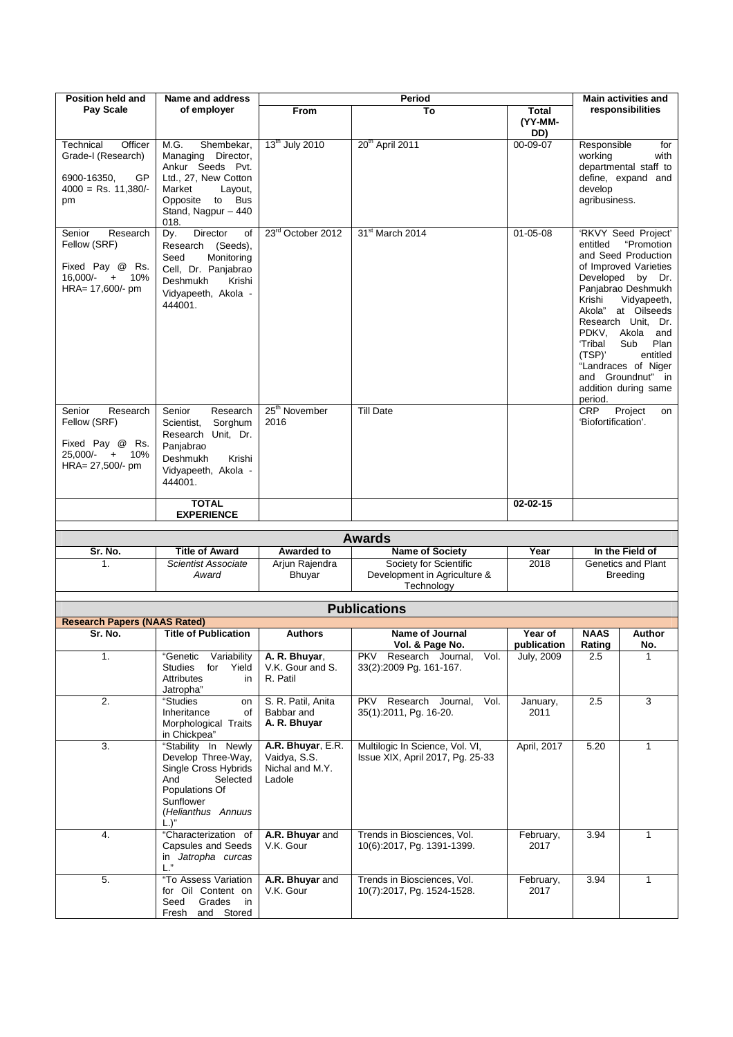| Position held and Pay Scale | Name and address of employer | Period | | | Main activities and responsibilities |
|---|---|---|---|---|---|
| | | From | To | Total (YY-MM-DD) | |
| Technical Officer Grade-I (Research) 6900-16350, GP 4000 = Rs. 11,380/- pm | M.G. Shembekar, Managing Director, Ankur Seeds Pvt. Ltd., 27, New Cotton Market Layout, Opposite to Bus Stand, Nagpur – 440 018. | 13th July 2010 | 20th April 2011 | 00-09-07 | Responsible for working with departmental staff to define, expand and develop agribusiness. |
| Senior Research Fellow (SRF) Fixed Pay @ Rs. 16,000/- + 10% HRA= 17,600/- pm | Dy. Director of Research (Seeds), Seed Monitoring Cell, Dr. Panjabrao Deshmukh Krishi Vidyapeeth, Akola - 444001. | 23rd October 2012 | 31st March 2014 | 01-05-08 | 'RKVY Seed Project' entitled "Promotion and Seed Production of Improved Varieties Developed by Dr. Panjabrao Deshmukh Krishi Vidyapeeth, Akola" at Oilseeds Research Unit, Dr. PDKV, Akola and 'Tribal Sub Plan (TSP)' entitled "Landraces of Niger and Groundnut" in addition during same period. |
| Senior Research Fellow (SRF) Fixed Pay @ Rs. 25,000/- + 10% HRA= 27,500/- pm | Senior Research Scientist, Sorghum Research Unit, Dr. Panjabrao Deshmukh Krishi Vidyapeeth, Akola - 444001. | 25th November 2016 | Till Date | | CRP Project on 'Biofortification'. |
| | **TOTAL EXPERIENCE** | | | **02-02-15** | |

## Awards

| Sr. No. | Title of Award | Awarded to | Name of Society | Year | In the Field of |
|---|---|---|---|---|---|
| 1. | *Scientist Associate Award* | Arjun Rajendra Bhuyar | Society for Scientific Development in Agriculture & Technology | 2018 | Genetics and Plant Breeding |

## Publications

**Research Papers (NAAS Rated)**

| Sr. No. | Title of Publication | Authors | Name of Journal Vol. & Page No. | Year of publication | NAAS Rating | Author No. |
|---|---|---|---|---|---|---|
| 1. | "Genetic Variability Studies for Yield Attributes in Jatropha" | **A. R. Bhuyar**, V.K. Gour and S. R. Patil | PKV Research Journal, Vol. 33(2):2009 Pg. 161-167. | July, 2009 | 2.5 | 1 |
| 2. | "Studies on Inheritance of Morphological Traits in Chickpea" | S. R. Patil, Anita Babbar and **A. R. Bhuyar** | PKV Research Journal, Vol. 35(1):2011, Pg. 16-20. | January, 2011 | 2.5 | 3 |
| 3. | "Stability In Newly Develop Three-Way, Single Cross Hybrids And Selected Populations Of Sunflower (*Helianthus Annuus* L.)" | **A.R. Bhuyar**, E.R. Vaidya, S.S. Nichal and M.Y. Ladole | Multilogic In Science, Vol. VI, Issue XIX, April 2017, Pg. 25-33 | April, 2017 | 5.20 | 1 |
| 4. | "Characterization of Capsules and Seeds in *Jatropha curcas* L." | **A.R. Bhuyar** and V.K. Gour | Trends in Biosciences, Vol. 10(6):2017, Pg. 1391-1399. | February, 2017 | 3.94 | 1 |
| 5. | "To Assess Variation for Oil Content on Seed Grades in Fresh and Stored | **A.R. Bhuyar** and V.K. Gour | Trends in Biosciences, Vol. 10(7):2017, Pg. 1524-1528. | February, 2017 | 3.94 | 1 |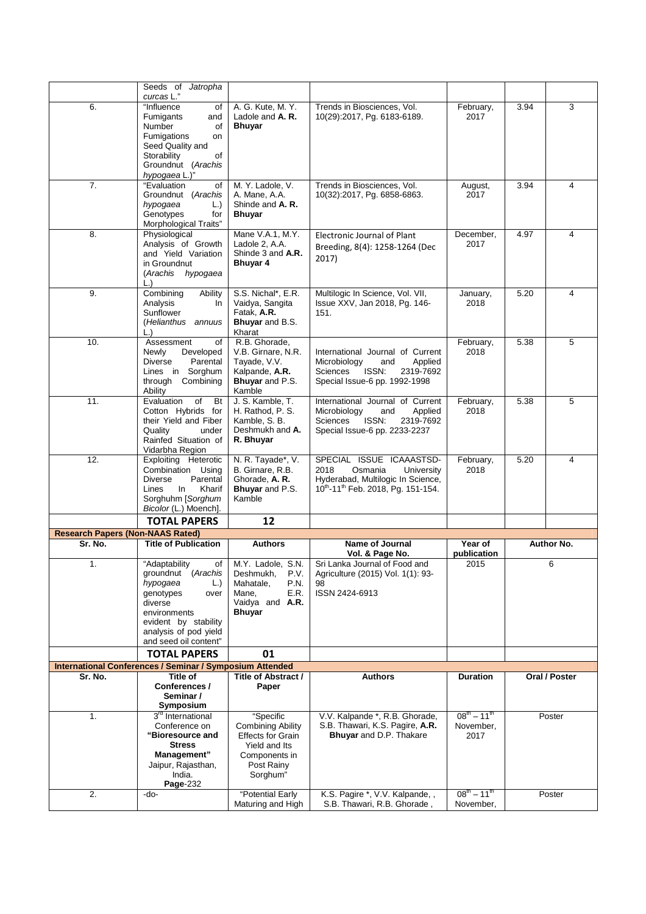| | | | | | | |
|---|---|---|---|---|---|---|
| | Seeds of *Jatropha curcas* L." | | | | | |
| 6. | "Influence of Fumigants and Number of Fumigations on Seed Quality and Storability of Groundnut (*Arachis hypogaea* L.)" | A. G. Kute, M. Y. Ladole and **A. R. Bhuyar** | Trends in Biosciences, Vol. 10(29):2017, Pg. 6183-6189. | February, 2017 | 3.94 | 3 |
| 7. | "Evaluation of Groundnut (*Arachis hypogaea* L.) Genotypes for Morphological Traits" | M. Y. Ladole, V. A. Mane, A.A. Shinde and **A. R. Bhuyar** | Trends in Biosciences, Vol. 10(32):2017, Pg. 6858-6863. | August, 2017 | 3.94 | 4 |
| 8. | Physiological Analysis of Growth and Yield Variation in Groundnut (*Arachis hypogaea* L.) | Mane V.A.1, M.Y. Ladole 2, A.A. Shinde 3 and **A.R. Bhuyar 4** | Electronic Journal of Plant Breeding, 8(4): 1258-1264 (Dec 2017) | December, 2017 | 4.97 | 4 |
| 9. | Combining Ability Analysis In Sunflower (*Helianthus annuus* L.) | S.S. Nichal*, E.R. Vaidya, Sangita Fatak, **A.R. Bhuyar** and B.S. Kharat | Multilogic In Science, Vol. VII, Issue XXV, Jan 2018, Pg. 146-151. | January, 2018 | 5.20 | 4 |
| 10. | Assessment of Newly Developed Diverse Parental Lines in Sorghum through Combining Ability | R.B. Ghorade, V.B. Girnare, N.R. Tayade, V.V. Kalpande, **A.R. Bhuyar** and P.S. Kamble | International Journal of Current Microbiology and Applied Sciences ISSN: 2319-7692 Special Issue-6 pp. 1992-1998 | February, 2018 | 5.38 | 5 |
| 11. | Evaluation of Bt Cotton Hybrids for their Yield and Fiber Quality under Rainfed Situation of Vidarbha Region | J. S. Kamble, T. H. Rathod, P. S. Kamble, S. B. Deshmukh and **A. R. Bhuyar** | International Journal of Current Microbiology and Applied Sciences ISSN: 2319-7692 Special Issue-6 pp. 2233-2237 | February, 2018 | 5.38 | 5 |
| 12. | Exploiting Heterotic Combination Using Diverse Parental Lines In Kharif Sorghuhm [*Sorghum Bicolor* (L.) Moench]. | N. R. Tayade*, V. B. Girnare, R.B. Ghorade, **A. R. Bhuyar** and P.S. Kamble | SPECIAL ISSUE ICAAASTSD-2018 Osmania University Hyderabad, Multilogic In Science, 10[th]-11[th] Feb. 2018, Pg. 151-154. | February, 2018 | 5.20 | 4 |
| | **TOTAL PAPERS** | **12** | | | | |

**Research Papers (Non-NAAS Rated)**

| Sr. No. | Title of Publication | Authors | Name of Journal Vol. & Page No. | Year of publication | Author No. |
|---|---|---|---|---|---|
| 1. | "Adaptability of groundnut (*Arachis hypogaea* L.) genotypes over diverse environments evident by stability analysis of pod yield and seed oil content" | M.Y. Ladole, S.N. Deshmukh, P.V. Mahatale, P.N. Mane, E.R. Vaidya and **A.R. Bhuyar** | Sri Lanka Journal of Food and Agriculture (2015) Vol. 1(1): 93-98 ISSN 2424-6913 | 2015 | 6 |
| | **TOTAL PAPERS** | **01** | | | |

**International Conferences / Seminar / Symposium Attended**

| Sr. No. | Title of Conferences / Seminar / Symposium | Title of Abstract / Paper | Authors | Duration | Oral / Poster |
|---|---|---|---|---|---|
| 1. | 3[rd] International Conference on **"Bioresource and Stress Management"** Jaipur, Rajasthan, India. **Page**-232 | "Specific Combining Ability Effects for Grain Yield and Its Components in Post Rainy Sorghum" | V.V. Kalpande *, R.B. Ghorade, S.B. Thawari, K.S. Pagire, **A.R. Bhuyar** and D.P. Thakare | 08[th] – 11[th] November, 2017 | Poster |
| 2. | -do- | "Potential Early Maturing and High | K.S. Pagire *, V.V. Kalpande, , S.B. Thawari, R.B. Ghorade , | 08[th] – 11[th] November, | Poster |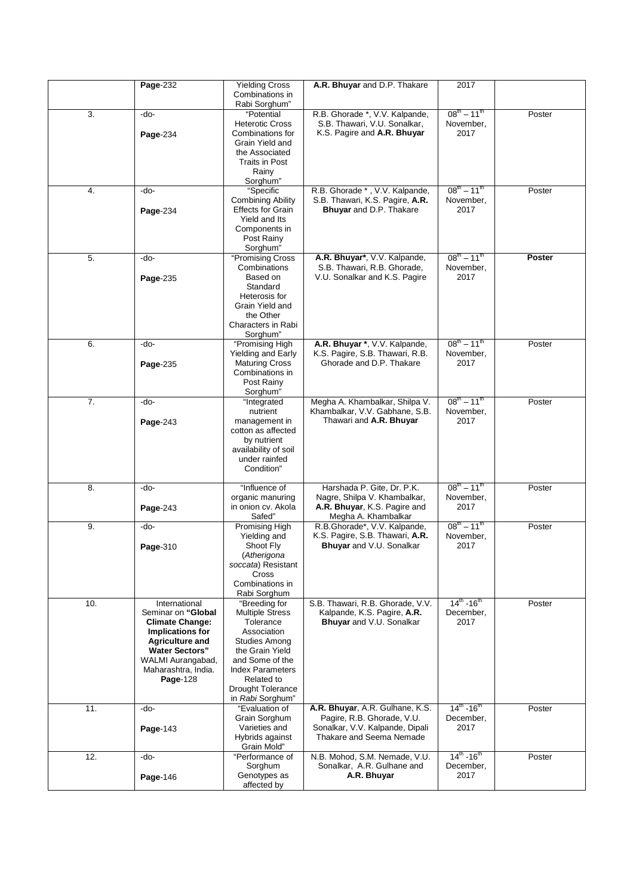| | **Page**-232 | Yielding Cross Combinations in Rabi Sorghum" | **A.R. Bhuyar** and D.P. Thakare | 2017 | |
|---|---|---|---|---|---|
| 3. | -do-<br><br>**Page**-234 | "Potential Heterotic Cross Combinations for Grain Yield and the Associated Traits in Post Rainy Sorghum" | R.B. Ghorade *, V.V. Kalpande, S.B. Thawari, V.U. Sonalkar, K.S. Pagire and **A.R. Bhuyar** | $08^{th} – 11^{th}$ November, 2017 | Poster |
| 4. | -do-<br><br>**Page**-234 | "Specific Combining Ability Effects for Grain Yield and Its Components in Post Rainy Sorghum" | R.B. Ghorade * , V.V. Kalpande, S.B. Thawari, K.S. Pagire, **A.R. Bhuyar** and D.P. Thakare | $08^{th} – 11^{th}$ November, 2017 | Poster |
| 5. | -do-<br><br>**Page**-235 | "Promising Cross Combinations Based on Standard Heterosis for Grain Yield and the Other Characters in Rabi Sorghum" | **A.R. Bhuyar***, V.V. Kalpande, S.B. Thawari, R.B. Ghorade, V.U. Sonalkar and K.S. Pagire | $08^{th} – 11^{th}$ November, 2017 | **Poster** |
| 6. | -do-<br><br>**Page**-235 | "Promising High Yielding and Early Maturing Cross Combinations in Post Rainy Sorghum" | **A.R. Bhuyar ***, V.V. Kalpande, K.S. Pagire, S.B. Thawari, R.B. Ghorade and D.P. Thakare | $08^{th} – 11^{th}$ November, 2017 | Poster |
| 7. | -do-<br><br>**Page**-243 | "Integrated nutrient management in cotton as affected by nutrient availability of soil under rainfed Condition" | Megha A. Khambalkar, Shilpa V. Khambalkar, V.V. Gabhane, S.B. Thawari and **A.R. Bhuyar** | $08^{th} – 11^{th}$ November, 2017 | Poster |
| 8. | -do-<br><br>**Page**-243 | "Influence of organic manuring in onion cv. Akola Safed" | Harshada P. Gite, Dr. P.K. Nagre, Shilpa V. Khambalkar, **A.R. Bhuyar**, K.S. Pagire and Megha A. Khambalkar | $08^{th} – 11^{th}$ November, 2017 | Poster |
| 9. | -do-<br><br>**Page**-310 | Promising High Yielding and Shoot Fly (*Atherigona soccata*) Resistant Cross Combinations in Rabi Sorghum | R.B.Ghorade*, V.V. Kalpande, K.S. Pagire, S.B. Thawari, **A.R. Bhuyar** and V.U. Sonalkar | $08^{th} – 11^{th}$ November, 2017 | Poster |
| 10. | International Seminar on **"Global Climate Change: Implications for Agriculture and Water Sectors"** WALMI Aurangabad, Maharashtra, India. **Page**-128 | "Breeding for Multiple Stress Tolerance Association Studies Among the Grain Yield and Some of the Index Parameters Related to Drought Tolerance in *Rabi* Sorghum" | S.B. Thawari, R.B. Ghorade, V.V. Kalpande, K.S. Pagire, **A.R. Bhuyar** and V.U. Sonalkar | $14^{th}$ -$16^{th}$ December, 2017 | Poster |
| 11. | -do-<br><br>**Page**-143 | "Evaluation of Grain Sorghum Varieties and Hybrids against Grain Mold" | **A.R. Bhuyar**, A.R. Gulhane, K.S. Pagire, R.B. Ghorade, V.U. Sonalkar, V.V. Kalpande, Dipali Thakare and Seema Nemade | $14^{th}$ -$16^{th}$ December, 2017 | Poster |
| 12. | -do-<br><br>**Page**-146 | "Performance of Sorghum Genotypes as affected by | N.B. Mohod, S.M. Nemade, V.U. Sonalkar, A.R. Gulhane and **A.R. Bhuyar** | $14^{th}$ -$16^{th}$ December, 2017 | Poster |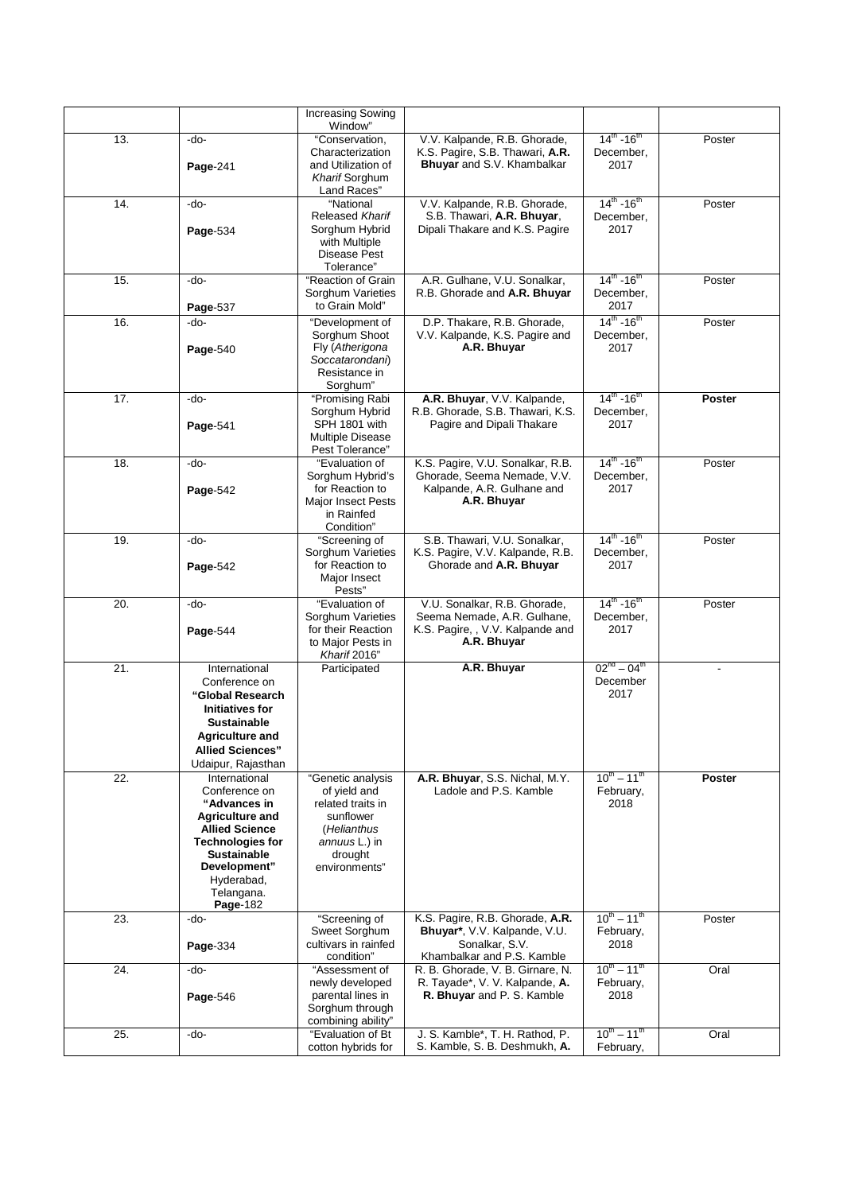|  |  | Increasing Sowing Window" |  |  |  |
|---|---|---|---|---|---|
| 13. | -do- **Page**-241 | "Conservation, Characterization and Utilization of *Kharif* Sorghum Land Races" | V.V. Kalpande, R.B. Ghorade, K.S. Pagire, S.B. Thawari, **A.R. Bhuyar** and S.V. Khambalkar | $14^{th}$ -$16^{th}$ December, 2017 | Poster |
| 14. | -do- **Page**-534 | "National Released *Kharif* Sorghum Hybrid with Multiple Disease Pest Tolerance" | V.V. Kalpande, R.B. Ghorade, S.B. Thawari, **A.R. Bhuyar**, Dipali Thakare and K.S. Pagire | $14^{th}$ -$16^{th}$ December, 2017 | Poster |
| 15. | -do- **Page**-537 | "Reaction of Grain Sorghum Varieties to Grain Mold" | A.R. Gulhane, V.U. Sonalkar, R.B. Ghorade and **A.R. Bhuyar** | $14^{th}$ -$16^{th}$ December, 2017 | Poster |
| 16. | -do- **Page**-540 | "Development of Sorghum Shoot Fly (*Atherigona Soccatarondani*) Resistance in Sorghum" | D.P. Thakare, R.B. Ghorade, V.V. Kalpande, K.S. Pagire and **A.R. Bhuyar** | $14^{th}$ -$16^{th}$ December, 2017 | Poster |
| 17. | -do- **Page**-541 | "Promising Rabi Sorghum Hybrid SPH 1801 with Multiple Disease Pest Tolerance" | **A.R. Bhuyar**, V.V. Kalpande, R.B. Ghorade, S.B. Thawari, K.S. Pagire and Dipali Thakare | $14^{th}$ -$16^{th}$ December, 2017 | **Poster** |
| 18. | -do- **Page**-542 | "Evaluation of Sorghum Hybrid's for Reaction to Major Insect Pests in Rainfed Condition" | K.S. Pagire, V.U. Sonalkar, R.B. Ghorade, Seema Nemade, V.V. Kalpande, A.R. Gulhane and **A.R. Bhuyar** | $14^{th}$ -$16^{th}$ December, 2017 | Poster |
| 19. | -do- **Page**-542 | "Screening of Sorghum Varieties for Reaction to Major Insect Pests" | S.B. Thawari, V.U. Sonalkar, K.S. Pagire, V.V. Kalpande, R.B. Ghorade and **A.R. Bhuyar** | $14^{th}$ -$16^{th}$ December, 2017 | Poster |
| 20. | -do- **Page**-544 | "Evaluation of Sorghum Varieties for their Reaction to Major Pests in *Kharif* 2016" | V.U. Sonalkar, R.B. Ghorade, Seema Nemade, A.R. Gulhane, K.S. Pagire, , V.V. Kalpande and **A.R. Bhuyar** | $14^{th}$ -$16^{th}$ December, 2017 | Poster |
| 21. | International Conference on **"Global Research Initiatives for Sustainable Agriculture and Allied Sciences"** Udaipur, Rajasthan | Participated | **A.R. Bhuyar** | $02^{nd}$ – $04^{th}$ December 2017 | - |
| 22. | International Conference on **"Advances in Agriculture and Allied Science Technologies for Sustainable Development"** Hyderabad, Telangana. **Page**-182 | "Genetic analysis of yield and related traits in sunflower (*Helianthus annuus* L.) in drought environments" | **A.R. Bhuyar**, S.S. Nichal, M.Y. Ladole and P.S. Kamble | $10^{th}$ – $11^{th}$ February, 2018 | **Poster** |
| 23. | -do- **Page**-334 | "Screening of Sweet Sorghum cultivars in rainfed condition" | K.S. Pagire, R.B. Ghorade, **A.R. Bhuyar***, V.V. Kalpande, V.U. Sonalkar, S.V. Khambalkar and P.S. Kamble | $10^{th}$ – $11^{th}$ February, 2018 | Poster |
| 24. | -do- **Page**-546 | "Assessment of newly developed parental lines in Sorghum through combining ability" | R. B. Ghorade, V. B. Girnare, N. R. Tayade*, V. V. Kalpande, **A. R. Bhuyar** and P. S. Kamble | $10^{th}$ – $11^{th}$ February, 2018 | Oral |
| 25. | -do- | "Evaluation of Bt cotton hybrids for | J. S. Kamble*, T. H. Rathod, P. S. Kamble, S. B. Deshmukh, **A.** | $10^{th}$ – $11^{th}$ February, | Oral |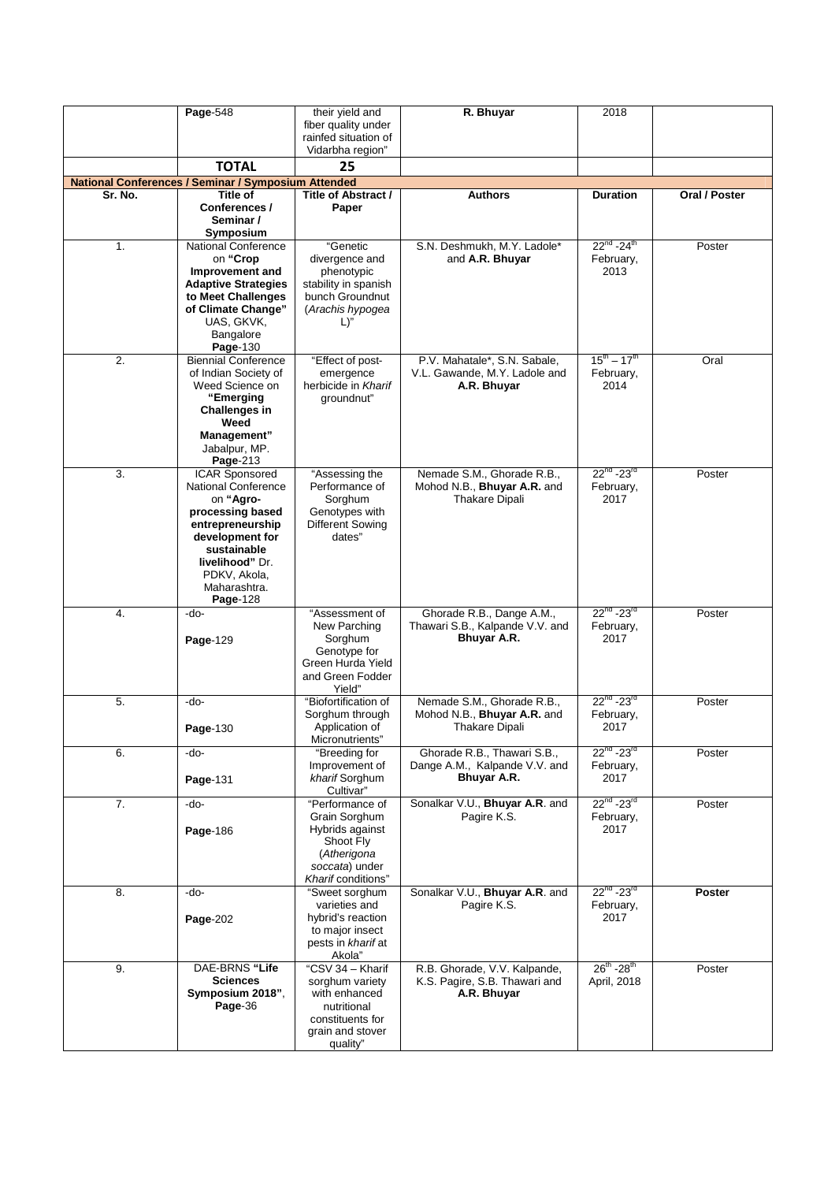|  | **Page**-548 | their yield and fiber quality under rainfed situation of Vidarbha region" | **R. Bhuyar** | 2018 |  |
|---|---|---|---|---|---|
|  | **TOTAL** | **25** |  |  |  |

**National Conferences / Seminar / Symposium Attended**

| Sr. No. | Title of Conferences / Seminar / Symposium | Title of Abstract / Paper | Authors | Duration | Oral / Poster |
|---|---|---|---|---|---|
| 1. | National Conference on **"Crop Improvement and Adaptive Strategies to Meet Challenges of Climate Change"** UAS, GKVK, Bangalore **Page**-130 | "Genetic divergence and phenotypic stability in spanish bunch Groundnut (*Arachis hypogea* L)" | S.N. Deshmukh, M.Y. Ladole* and **A.R. Bhuyar** | 22nd -24th February, 2013 | Poster |
| 2. | Biennial Conference of Indian Society of Weed Science on **"Emerging Challenges in Weed Management"** Jabalpur, MP. **Page**-213 | "Effect of post-emergence herbicide in *Kharif* groundnut" | P.V. Mahatale*, S.N. Sabale, V.L. Gawande, M.Y. Ladole and **A.R. Bhuyar** | 15th – 17th February, 2014 | Oral |
| 3. | ICAR Sponsored National Conference on **"Agro-processing based entrepreneurship development for sustainable livelihood"** Dr. PDKV, Akola, Maharashtra. **Page**-128 | "Assessing the Performance of Sorghum Genotypes with Different Sowing dates" | Nemade S.M., Ghorade R.B., Mohod N.B., **Bhuyar A.R.** and Thakare Dipali | 22nd -23rd February, 2017 | Poster |
| 4. | -do- **Page**-129 | "Assessment of New Parching Sorghum Genotype for Green Hurda Yield and Green Fodder Yield" | Ghorade R.B., Dange A.M., Thawari S.B., Kalpande V.V. and **Bhuyar A.R.** | 22nd -23rd February, 2017 | Poster |
| 5. | -do- **Page**-130 | "Biofortification of Sorghum through Application of Micronutrients" | Nemade S.M., Ghorade R.B., Mohod N.B., **Bhuyar A.R.** and Thakare Dipali | 22nd -23rd February, 2017 | Poster |
| 6. | -do- **Page**-131 | "Breeding for Improvement of *kharif* Sorghum Cultivar" | Ghorade R.B., Thawari S.B., Dange A.M., Kalpande V.V. and **Bhuyar A.R.** | 22nd -23rd February, 2017 | Poster |
| 7. | -do- **Page**-186 | "Performance of Grain Sorghum Hybrids against Shoot Fly (*Atherigona soccata*) under *Kharif* conditions" | Sonalkar V.U., **Bhuyar A.R**. and Pagire K.S. | 22nd -23rd February, 2017 | Poster |
| 8. | -do- **Page**-202 | "Sweet sorghum varieties and hybrid's reaction to major insect pests in *kharif* at Akola" | Sonalkar V.U., **Bhuyar A.R**. and Pagire K.S. | 22nd -23rd February, 2017 | **Poster** |
| 9. | DAE-BRNS **"Life Sciences Symposium 2018"**, **Page**-36 | "CSV 34 – Kharif sorghum variety with enhanced nutritional constituents for grain and stover quality" | R.B. Ghorade, V.V. Kalpande, K.S. Pagire, S.B. Thawari and **A.R. Bhuyar** | 26th -28th April, 2018 | Poster |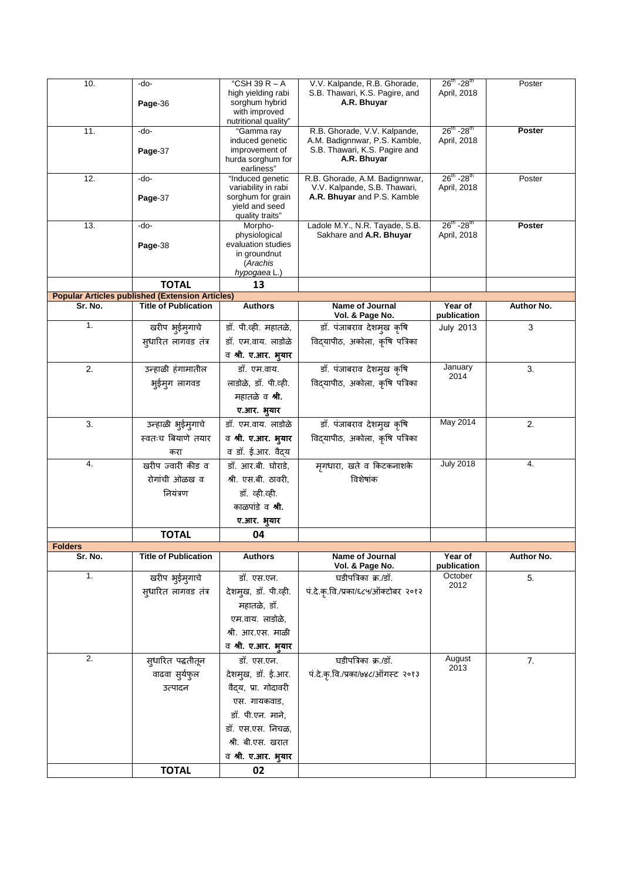| 10. | -do-<br>**Page**-36 | "CSH 39 R – A high yielding rabi sorghum hybrid with improved nutritional quality" | V.V. Kalpande, R.B. Ghorade, S.B. Thawari, K.S. Pagire, and **A.R. Bhuyar** | 26th -28th April, 2018 | Poster |
|---|---|---|---|---|---|
| 11. | -do-<br>**Page**-37 | "Gamma ray induced genetic improvement of hurda sorghum for earliness" | R.B. Ghorade, V.V. Kalpande, A.M. Badignnwar, P.S. Kamble, S.B. Thawari, K.S. Pagire and **A.R. Bhuyar** | 26th -28th April, 2018 | **Poster** |
| 12. | -do-<br>**Page**-37 | "Induced genetic variability in rabi sorghum for grain yield and seed quality traits" | R.B. Ghorade, A.M. Badignnwar, V.V. Kalpande, S.B. Thawari, **A.R. Bhuyar** and P.S. Kamble | 26th -28th April, 2018 | Poster |
| 13. | -do-<br>**Page**-38 | Morpho-physiological evaluation studies in groundnut (*Arachis hypogaea* L.) | Ladole M.Y., N.R. Tayade, S.B. Sakhare and **A.R. Bhuyar** | 26th -28th April, 2018 | **Poster** |
| | **TOTAL** | **13** | | | |

**Popular Articles published (Extension Articles)**

| Sr. No. | Title of Publication | Authors | Name of Journal Vol. & Page No. | Year of publication | Author No. |
|---|---|---|---|---|---|
| 1. | खरीप भुईमुगाचे सुधारित लागवड तंत्र | डॉ. पी.व्ही. महातळे, डॉ. एम.वाय. लाडोळे व **श्री. ए.आर. भुयार** | डॉ. पंजाबराव देशमुख कृषि विद्यापीठ, अकोला, कृषि पत्रिका | July 2013 | 3 |
| 2. | उन्हाळी हंगामातील भुईमुग लागवड | डॉ. एम.वाय. लाडोळे, डॉ. पी.व्ही. महातळे व **श्री. ए.आर. भुयार** | डॉ. पंजाबराव देशमुख कृषि विद्यापीठ, अकोला, कृषि पत्रिका | January 2014 | 3. |
| 3. | उन्हाळी भुईमुगाचे स्वतःच बियाणे तयार करा | डॉ. एम.वाय. लाडोळे व **श्री. ए.आर. भुयार** व डॉ. ई.आर. वैद्य | डॉ. पंजाबराव देशमुख कृषि विद्यापीठ, अकोला, कृषि पत्रिका | May 2014 | 2. |
| 4. | खरीप ज्वारी कीड व रोगांची ओळख व नियंत्रण | डॉ. आर.बी. घोराडे, श्री. एस.बी. ठावरी, डॉ. व्ही.व्ही. काळपांडे व **श्री. ए.आर. भुयार** | मृगधारा, खते व किटकनाशके विशेषांक | July 2018 | 4. |
| | **TOTAL** | **04** | | | |

**Folders**

| Sr. No. | Title of Publication | Authors | Name of Journal Vol. & Page No. | Year of publication | Author No. |
|---|---|---|---|---|---|
| 1. | खरीप भुईमुगाचे सुधारित लागवड तंत्र | डॉ. एस.एन. देशमुख, डॉ. पी.व्ही. महातळे, डॉ. एम.वाय. लाडोळे, श्री. आर.एस. माळी व **श्री. ए.आर. भुयार** | घडीपत्रिका क्र./डॉ. पं.दे.कृ.वि./प्रका/६८५/ऑक्टोबर २०१२ | October 2012 | 5. |
| 2. | सुधारित पद्धतीतून वाढवा सुर्यफुल उत्पादन | डॉ. एस.एन. देशमुख, डॉ. ई.आर. वैद्य, प्रा. गोदावरी एस. गायकवाड, डॉ. पी.एन. माने, डॉ. एस.एस. निचळ, श्री. बी.एस. खरात व **श्री. ए.आर. भुयार** | घडीपत्रिका क्र./डॉ. पं.दे.कृ.वि./प्रका/७४८/ऑगस्ट २०१३ | August 2013 | 7. |
| | **TOTAL** | **02** | | | |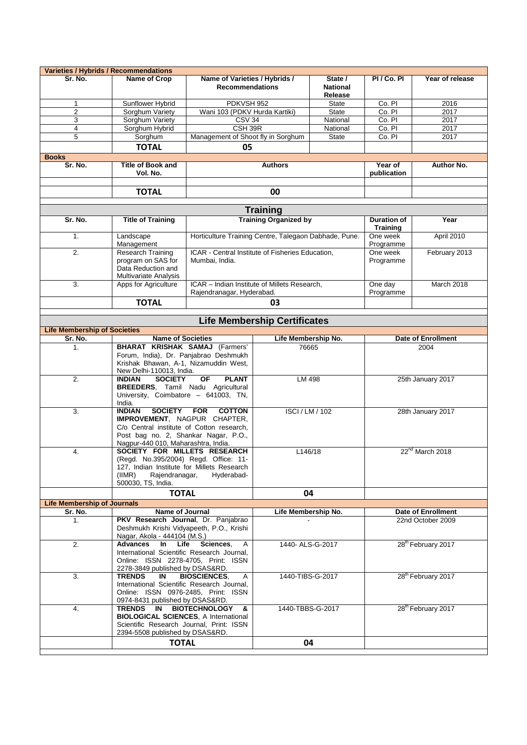**Varieties / Hybrids / Recommendations**

| Sr. No. | Name of Crop | Name of Varieties / Hybrids / Recommendations | State / National Release | PI / Co. PI | Year of release |
|---|---|---|---|---|---|
| 1 | Sunflower Hybrid | PDKVSH 952 | State | Co. PI | 2016 |
| 2 | Sorghum Variety | Wani 103 (PDKV Hurda Kartiki) | State | Co. PI | 2017 |
| 3 | Sorghum Variety | CSV 34 | National | Co. PI | 2017 |
| 4 | Sorghum Hybrid | CSH 39R | National | Co. PI | 2017 |
| 5 | Sorghum | Management of Shoot fly in Sorghum | State | Co. PI | 2017 |
| | **TOTAL** | **05** | | | |

**Books**

| Sr. No. | Title of Book and Vol. No. | Authors | Year of publication | Author No. |
|---|---|---|---|---|
| | | | | |
| | **TOTAL** | **00** | | |

## Training

| Sr. No. | Title of Training | Training Organized by | Duration of Training | Year |
|---|---|---|---|---|
| 1. | Landscape Management | Horticulture Training Centre, Talegaon Dabhade, Pune. | One week Programme | April 2010 |
| 2. | Research Training program on SAS for Data Reduction and Multivariate Analysis | ICAR - Central Institute of Fisheries Education, Mumbai, India. | One week Programme | February 2013 |
| 3. | Apps for Agriculture | ICAR – Indian Institute of Millets Research, Rajendranagar, Hyderabad. | One day Programme | March 2018 |
| | **TOTAL** | **03** | | |

## Life Membership Certificates

**Life Membership of Societies**

| Sr. No. | Name of Societies | Life Membership No. | Date of Enrollment |
|---|---|---|---|
| 1. | **BHARAT KRISHAK SAMAJ** (Farmers' Forum, India), Dr. Panjabrao Deshmukh Krishak Bhawan, A-1, Nizamuddin West, New Delhi-110013, India. | 76665 | 2004 |
| 2. | **INDIAN SOCIETY OF PLANT BREEDERS**, Tamil Nadu Agricultural University, Coimbatore – 641003, TN, India. | LM 498 | 25th January 2017 |
| 3. | **INDIAN SOCIETY FOR COTTON IMPROVEMENT**, NAGPUR CHAPTER, C/o Central institute of Cotton research, Post bag no. 2, Shankar Nagar, P.O., Nagpur-440 010, Maharashtra, India. | ISCI / LM / 102 | 28th January 2017 |
| 4. | **SOCIETY FOR MILLETS RESEARCH** (Regd. No.395/2004) Regd. Office: 11-127, Indian Institute for Millets Research (IIMR) Rajendranagar, Hyderabad-500030, TS, India. | L146/18 | 22nd March 2018 |
| | **TOTAL** | **04** | |

**Life Membership of Journals**

| Sr. No. | Name of Journal | Life Membership No. | Date of Enrollment |
|---|---|---|---|
| 1. | **PKV Research Journal**, Dr. Panjabrao Deshmukh Krishi Vidyapeeth, P.O., Krishi Nagar, Akola - 444104 (M.S.) | - | 22nd October 2009 |
| 2. | **Advances In Life Sciences**, A International Scientific Research Journal, Online: ISSN 2278-4705, Print: ISSN 2278-3849 published by DSAS&RD. | 1440- ALS-G-2017 | 28th February 2017 |
| 3. | **TRENDS IN BIOSCIENCES**, A International Scientific Research Journal, Online: ISSN 0976-2485, Print: ISSN 0974-8431 published by DSAS&RD. | 1440-TIBS-G-2017 | 28th February 2017 |
| 4. | **TRENDS IN BIOTECHNOLOGY & BIOLOGICAL SCIENCES**, A International Scientific Research Journal, Print: ISSN 2394-5508 published by DSAS&RD. | 1440-TBBS-G-2017 | 28th February 2017 |
| | **TOTAL** | **04** | |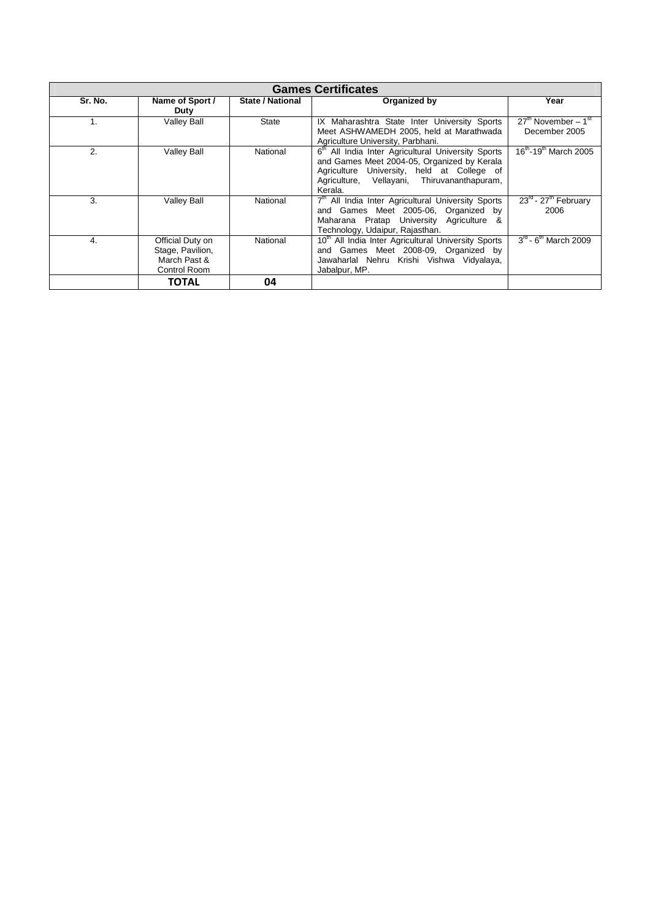## Games Certificates

| Sr. No. | Name of Sport / Duty | State / National | Organized by | Year |
|---|---|---|---|---|
| 1. | Valley Ball | State | IX Maharashtra State Inter University Sports Meet ASHWAMEDH 2005, held at Marathwada Agriculture University, Parbhani. | 27th November – 1st December 2005 |
| 2. | Valley Ball | National | 6th All India Inter Agricultural University Sports and Games Meet 2004-05, Organized by Kerala Agriculture University, held at College of Agriculture, Vellayani, Thiruvananthapuram, Kerala. | 16th-19th March 2005 |
| 3. | Valley Ball | National | 7th All India Inter Agricultural University Sports and Games Meet 2005-06, Organized by Maharana Pratap University Agriculture & Technology, Udaipur, Rajasthan. | 23rd - 27th February 2006 |
| 4. | Official Duty on Stage, Pavilion, March Past & Control Room | National | 10th All India Inter Agricultural University Sports and Games Meet 2008-09, Organized by Jawaharlal Nehru Krishi Vishwa Vidyalaya, Jabalpur, MP. | 3rd - 6th March 2009 |
| | **TOTAL** | **04** | | |